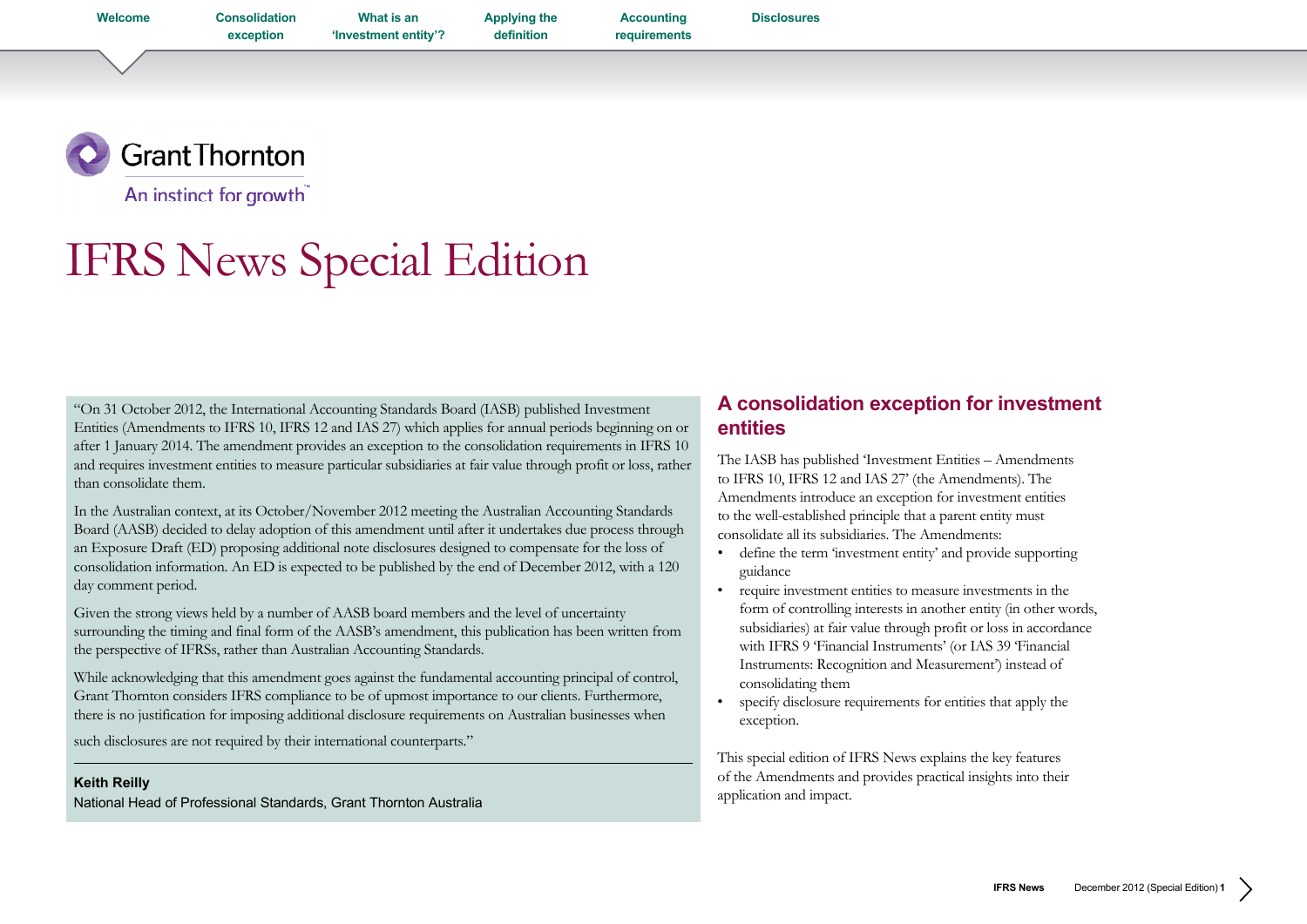# IFRS News Special Edition

"On 31 October 2012, the International Accounting Standards Board (IASB) published Investment Entities (Amendments to IFRS 10, IFRS 12 and IAS 27) which applies for annual periods beginning on or after 1 January 2014. The amendment provides an exception to the consolidation requirements in IFRS 10 and requires investment entities to measure particular subsidiaries at fair value through profit or loss, rather than consolidate them.

In the Australian context, at its October/November 2012 meeting the Australian Accounting Standards Board (AASB) decided to delay adoption of this amendment until after it undertakes due process through an Exposure Draft (ED) proposing additional note disclosures designed to compensate for the loss of consolidation information. An ED is expected to be published by the end of December 2012, with a 120 day comment period.

Given the strong views held by a number of AASB board members and the level of uncertainty surrounding the timing and final form of the AASB's amendment, this publication has been written from the perspective of IFRSs, rather than Australian Accounting Standards.

While acknowledging that this amendment goes against the fundamental accounting principal of control, Grant Thornton considers IFRS compliance to be of upmost importance to our clients. Furthermore, there is no justification for imposing additional disclosure requirements on Australian businesses when such disclosures are not required by their international counterparts."

**Keith Reilly**
National Head of Professional Standards, Grant Thornton Australia

## A consolidation exception for investment entities

The IASB has published 'Investment Entities – Amendments to IFRS 10, IFRS 12 and IAS 27' (the Amendments). The Amendments introduce an exception for investment entities to the well-established principle that a parent entity must consolidate all its subsidiaries. The Amendments:

- define the term 'investment entity' and provide supporting guidance
- require investment entities to measure investments in the form of controlling interests in another entity (in other words, subsidiaries) at fair value through profit or loss in accordance with IFRS 9 'Financial Instruments' (or IAS 39 'Financial Instruments: Recognition and Measurement') instead of consolidating them
- specify disclosure requirements for entities that apply the exception.

This special edition of IFRS News explains the key features of the Amendments and provides practical insights into their application and impact.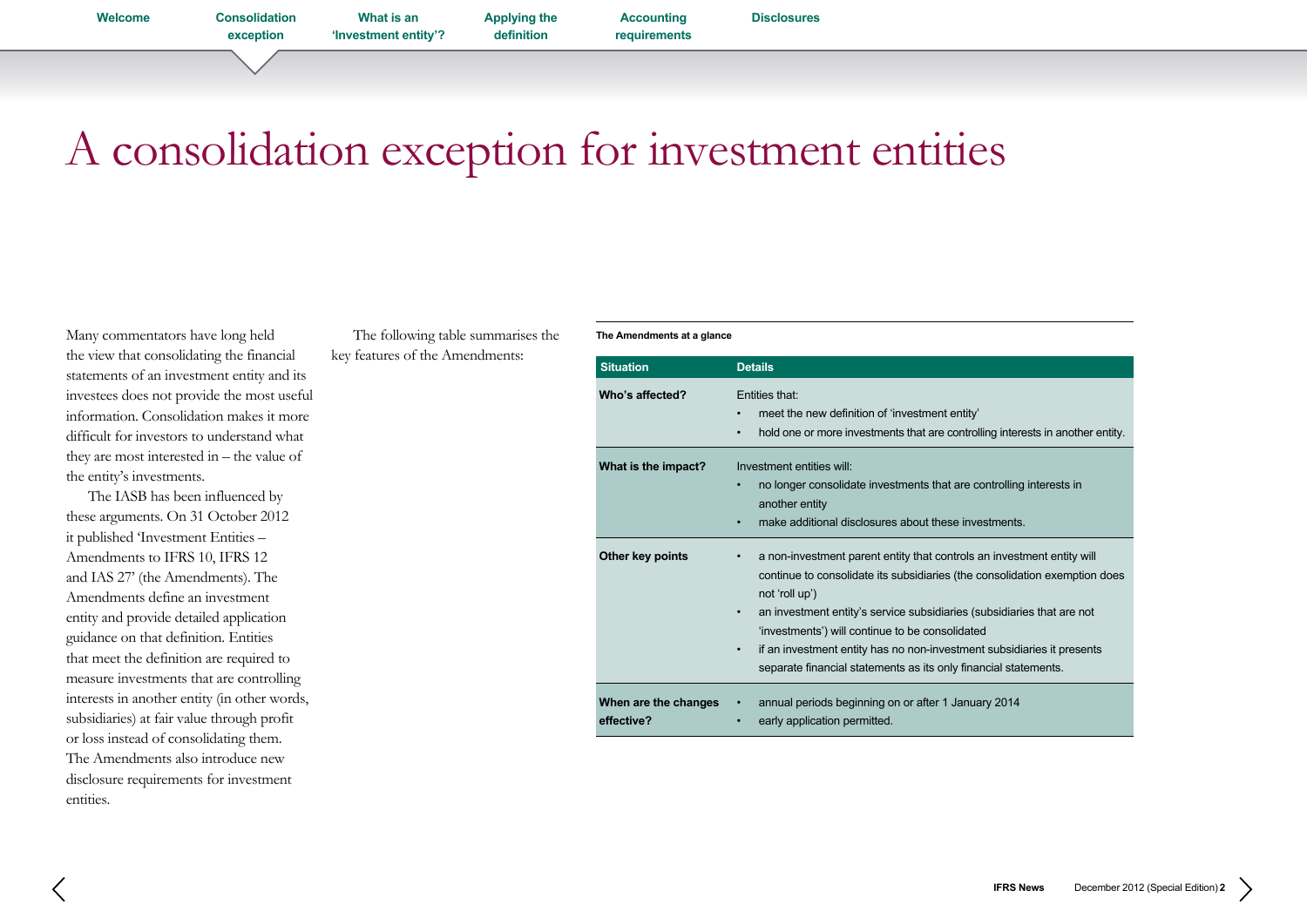# A consolidation exception for investment entities

Many commentators have long held the view that consolidating the financial statements of an investment entity and its investees does not provide the most useful information. Consolidation makes it more difficult for investors to understand what they are most interested in – the value of the entity's investments.

The IASB has been influenced by these arguments. On 31 October 2012 it published 'Investment Entities – Amendments to IFRS 10, IFRS 12 and IAS 27' (the Amendments). The Amendments define an investment entity and provide detailed application guidance on that definition. Entities that meet the definition are required to measure investments that are controlling interests in another entity (in other words, subsidiaries) at fair value through profit or loss instead of consolidating them. The Amendments also introduce new disclosure requirements for investment entities.

The following table summarises the key features of the Amendments:

**The Amendments at a glance**

| Situation | Details |
|---|---|
| **Who's affected?** | Entities that:<br>• meet the new definition of 'investment entity'<br>• hold one or more investments that are controlling interests in another entity. |
| **What is the impact?** | Investment entities will:<br>• no longer consolidate investments that are controlling interests in another entity<br>• make additional disclosures about these investments. |
| **Other key points** | • a non-investment parent entity that controls an investment entity will continue to consolidate its subsidiaries (the consolidation exemption does not 'roll up')<br>• an investment entity's service subsidiaries (subsidiaries that are not 'investments') will continue to be consolidated<br>• if an investment entity has no non-investment subsidiaries it presents separate financial statements as its only financial statements. |
| **When are the changes effective?** | • annual periods beginning on or after 1 January 2014<br>• early application permitted. |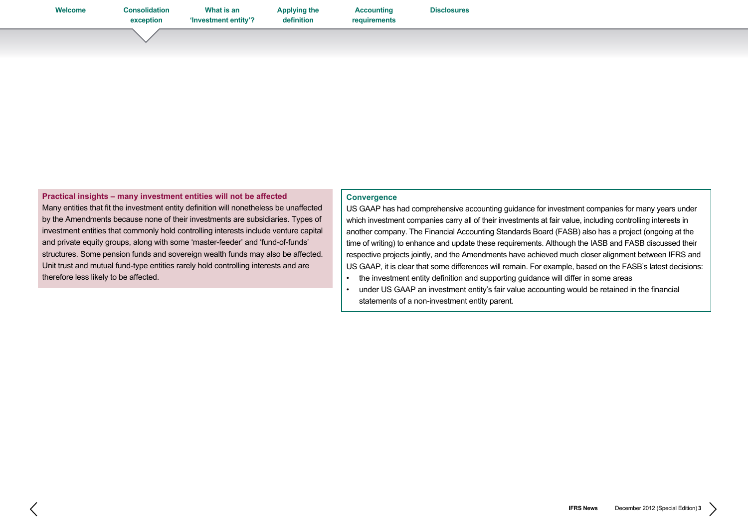### Practical insights – many investment entities will not be affected

Many entities that fit the investment entity definition will nonetheless be unaffected by the Amendments because none of their investments are subsidiaries. Types of investment entities that commonly hold controlling interests include venture capital and private equity groups, along with some 'master-feeder' and 'fund-of-funds' structures. Some pension funds and sovereign wealth funds may also be affected. Unit trust and mutual fund-type entities rarely hold controlling interests and are therefore less likely to be affected.

### Convergence

US GAAP has had comprehensive accounting guidance for investment companies for many years under which investment companies carry all of their investments at fair value, including controlling interests in another company. The Financial Accounting Standards Board (FASB) also has a project (ongoing at the time of writing) to enhance and update these requirements. Although the IASB and FASB discussed their respective projects jointly, and the Amendments have achieved much closer alignment between IFRS and US GAAP, it is clear that some differences will remain. For example, based on the FASB's latest decisions:

- the investment entity definition and supporting guidance will differ in some areas
- under US GAAP an investment entity's fair value accounting would be retained in the financial statements of a non-investment entity parent.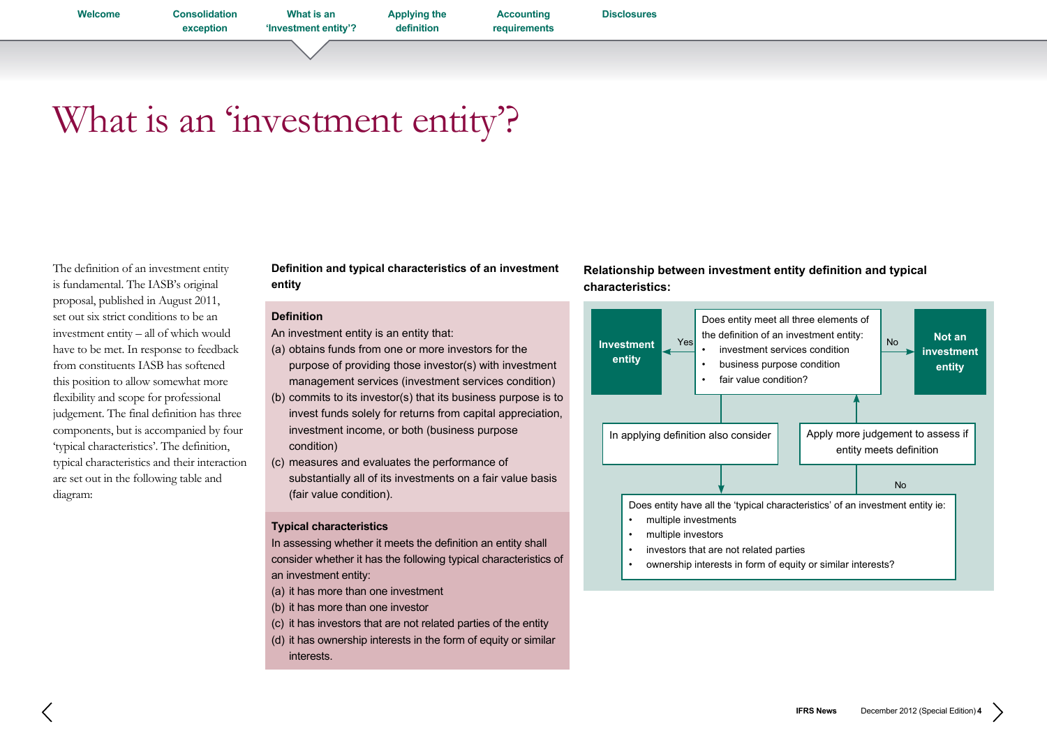# What is an 'investment entity'?

The definition of an investment entity is fundamental. The IASB's original proposal, published in August 2011, set out six strict conditions to be an investment entity – all of which would have to be met. In response to feedback from constituents IASB has softened this position to allow somewhat more flexibility and scope for professional judgement. The final definition has three components, but is accompanied by four 'typical characteristics'. The definition, typical characteristics and their interaction are set out in the following table and diagram:

### Definition and typical characteristics of an investment entity

**Definition**

An investment entity is an entity that:

(a) obtains funds from one or more investors for the purpose of providing those investor(s) with investment management services (investment services condition)

(b) commits to its investor(s) that its business purpose is to invest funds solely for returns from capital appreciation, investment income, or both (business purpose condition)

(c) measures and evaluates the performance of substantially all of its investments on a fair value basis (fair value condition).

**Typical characteristics**

In assessing whether it meets the definition an entity shall consider whether it has the following typical characteristics of an investment entity:

(a) it has more than one investment

(b) it has more than one investor

(c) it has investors that are not related parties of the entity

(d) it has ownership interests in the form of equity or similar interests.

### Relationship between investment entity definition and typical characteristics:

Does entity meet all three elements of the definition of an investment entity:

- investment services condition
- business purpose condition
- fair value condition?

Yes → **Investment entity**

No → **Not an investment entity**

In applying definition also consider ↓

Does entity have all the 'typical characteristics' of an investment entity ie:

- multiple investments
- multiple investors
- investors that are not related parties
- ownership interests in form of equity or similar interests?

No → Apply more judgement to assess if entity meets definition ↑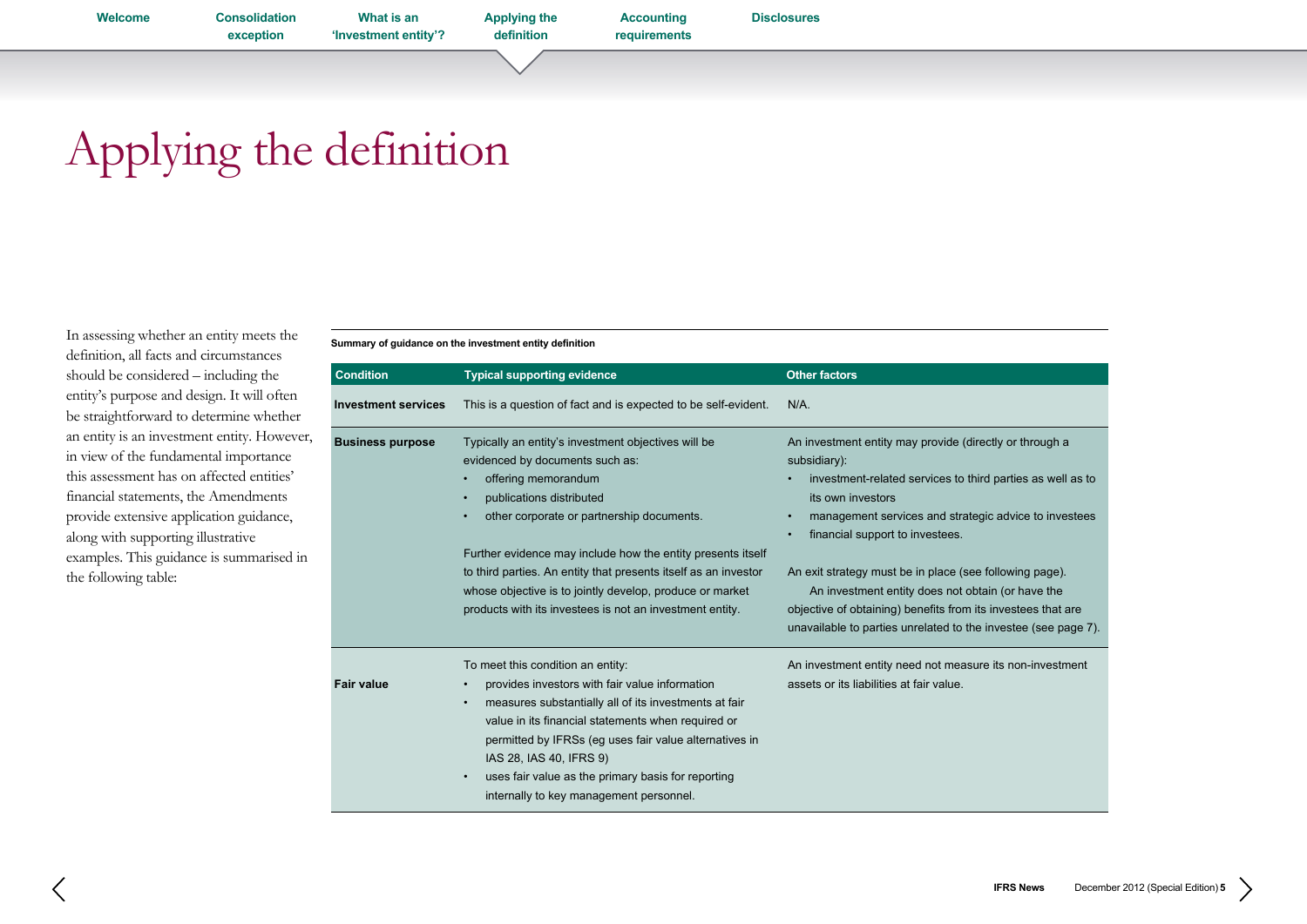# Applying the definition

In assessing whether an entity meets the definition, all facts and circumstances should be considered – including the entity's purpose and design. It will often be straightforward to determine whether an entity is an investment entity. However, in view of the fundamental importance this assessment has on affected entities' financial statements, the Amendments provide extensive application guidance, along with supporting illustrative examples. This guidance is summarised in the following table:

**Summary of guidance on the investment entity definition**

| Condition | Typical supporting evidence | Other factors |
|---|---|---|
| **Investment services** | This is a question of fact and is expected to be self-evident. | N/A. |
| **Business purpose** | Typically an entity's investment objectives will be evidenced by documents such as:<br>• offering memorandum<br>• publications distributed<br>• other corporate or partnership documents.<br><br>Further evidence may include how the entity presents itself to third parties. An entity that presents itself as an investor whose objective is to jointly develop, produce or market products with its investees is not an investment entity. | An investment entity may provide (directly or through a subsidiary):<br>• investment-related services to third parties as well as to its own investors<br>• management services and strategic advice to investees<br>• financial support to investees.<br><br>An exit strategy must be in place (see following page).<br>An investment entity does not obtain (or have the objective of obtaining) benefits from its investees that are unavailable to parties unrelated to the investee (see page 7). |
| **Fair value** | To meet this condition an entity:<br>• provides investors with fair value information<br>• measures substantially all of its investments at fair value in its financial statements when required or permitted by IFRSs (eg uses fair value alternatives in IAS 28, IAS 40, IFRS 9)<br>• uses fair value as the primary basis for reporting internally to key management personnel. | An investment entity need not measure its non-investment assets or its liabilities at fair value. |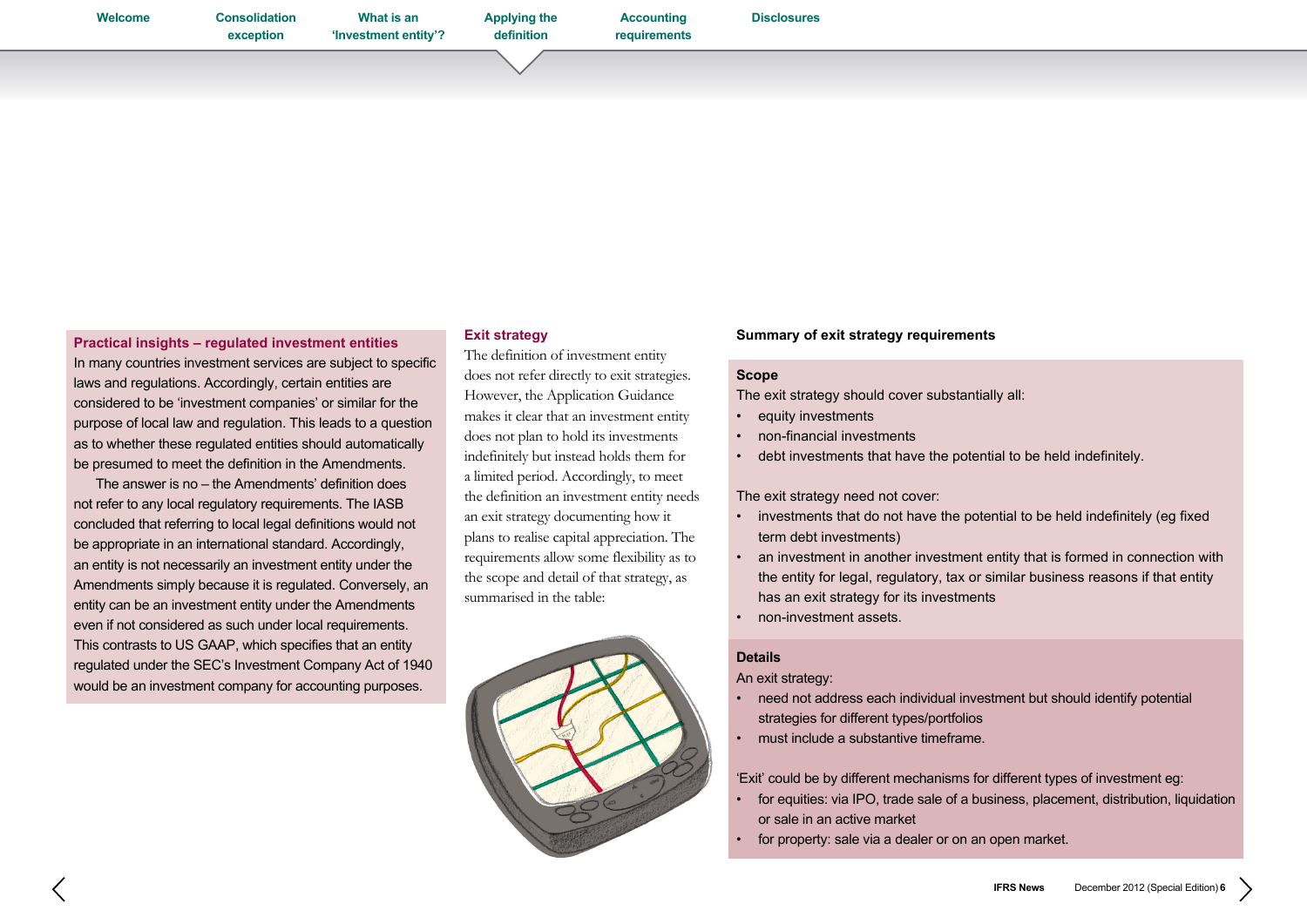### Practical insights – regulated investment entities

In many countries investment services are subject to specific laws and regulations. Accordingly, certain entities are considered to be 'investment companies' or similar for the purpose of local law and regulation. This leads to a question as to whether these regulated entities should automatically be presumed to meet the definition in the Amendments.

The answer is no – the Amendments' definition does not refer to any local regulatory requirements. The IASB concluded that referring to local legal definitions would not be appropriate in an international standard. Accordingly, an entity is not necessarily an investment entity under the Amendments simply because it is regulated. Conversely, an entity can be an investment entity under the Amendments even if not considered as such under local requirements. This contrasts to US GAAP, which specifies that an entity regulated under the SEC's Investment Company Act of 1940 would be an investment company for accounting purposes.

### Exit strategy

The definition of investment entity does not refer directly to exit strategies. However, the Application Guidance makes it clear that an investment entity does not plan to hold its investments indefinitely but instead holds them for a limited period. Accordingly, to meet the definition an investment entity needs an exit strategy documenting how it plans to realise capital appreciation. The requirements allow some flexibility as to the scope and detail of that strategy, as summarised in the table:

### Summary of exit strategy requirements

**Scope**

The exit strategy should cover substantially all:

- equity investments
- non-financial investments
- debt investments that have the potential to be held indefinitely.

The exit strategy need not cover:

- investments that do not have the potential to be held indefinitely (eg fixed term debt investments)
- an investment in another investment entity that is formed in connection with the entity for legal, regulatory, tax or similar business reasons if that entity has an exit strategy for its investments
- non-investment assets.

**Details**

An exit strategy:

- need not address each individual investment but should identify potential strategies for different types/portfolios
- must include a substantive timeframe.

'Exit' could be by different mechanisms for different types of investment eg:

- for equities: via IPO, trade sale of a business, placement, distribution, liquidation or sale in an active market
- for property: sale via a dealer or on an open market.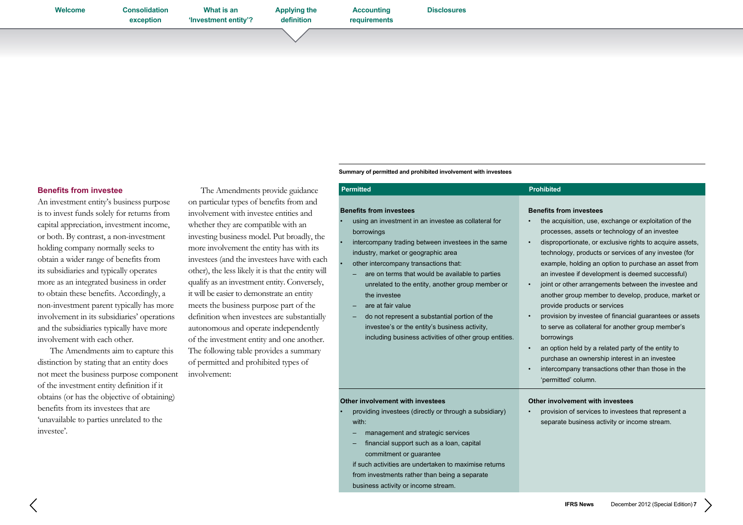### Benefits from investee

An investment entity's business purpose is to invest funds solely for returns from capital appreciation, investment income, or both. By contrast, a non-investment holding company normally seeks to obtain a wider range of benefits from its subsidiaries and typically operates more as an integrated business in order to obtain these benefits. Accordingly, a non-investment parent typically has more involvement in its subsidiaries' operations and the subsidiaries typically have more involvement with each other.

The Amendments aim to capture this distinction by stating that an entity does not meet the business purpose component of the investment entity definition if it obtains (or has the objective of obtaining) benefits from its investees that are 'unavailable to parties unrelated to the investee'.

The Amendments provide guidance on particular types of benefits from and involvement with investee entities and whether they are compatible with an investing business model. Put broadly, the more involvement the entity has with its investees (and the investees have with each other), the less likely it is that the entity will qualify as an investment entity. Conversely, it will be easier to demonstrate an entity meets the business purpose part of the definition when investees are substantially autonomous and operate independently of the investment entity and one another. The following table provides a summary of permitted and prohibited types of involvement:

**Summary of permitted and prohibited involvement with investees**

| Permitted | Prohibited |
|---|---|
| **Benefits from investees**<br>• using an investment in an investee as collateral for borrowings<br>• intercompany trading between investees in the same industry, market or geographic area<br>• other intercompany transactions that:<br>– are on terms that would be available to parties unrelated to the entity, another group member or the investee<br>– are at fair value<br>– do not represent a substantial portion of the investee's or the entity's business activity, including business activities of other group entities. | **Benefits from investees**<br>• the acquisition, use, exchange or exploitation of the processes, assets or technology of an investee<br>• disproportionate, or exclusive rights to acquire assets, technology, products or services of any investee (for example, holding an option to purchase an asset from an investee if development is deemed successful)<br>• joint or other arrangements between the investee and another group member to develop, produce, market or provide products or services<br>• provision by investee of financial guarantees or assets to serve as collateral for another group member's borrowings<br>• an option held by a related party of the entity to purchase an ownership interest in an investee<br>• intercompany transactions other than those in the 'permitted' column. |
| **Other involvement with investees**<br>• providing investees (directly or through a subsidiary) with:<br>– management and strategic services<br>– financial support such as a loan, capital commitment or guarantee<br>if such activities are undertaken to maximise returns from investments rather than being a separate business activity or income stream. | **Other involvement with investees**<br>• provision of services to investees that represent a separate business activity or income stream. |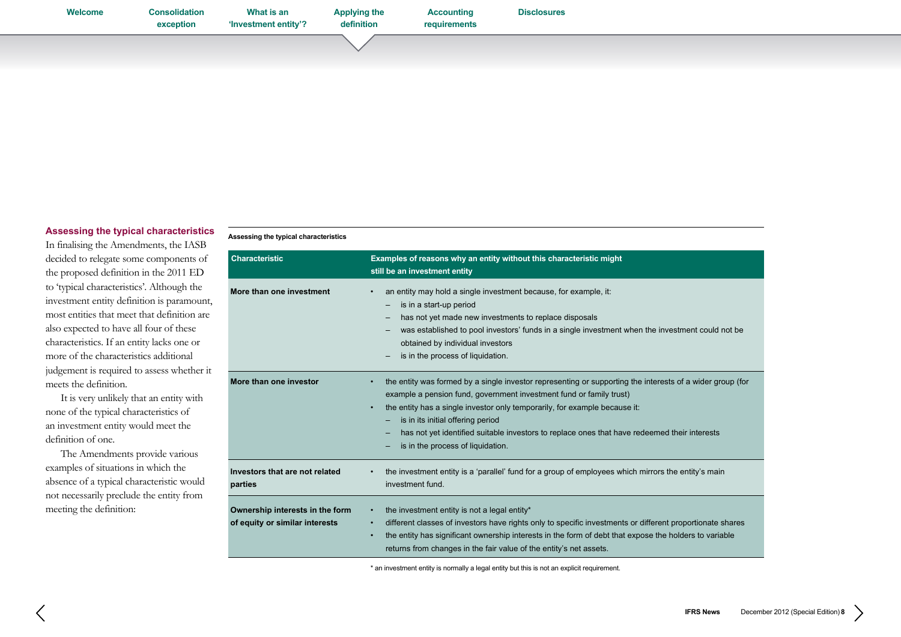## Assessing the typical characteristics

In finalising the Amendments, the IASB decided to relegate some components of the proposed definition in the 2011 ED to 'typical characteristics'. Although the investment entity definition is paramount, most entities that meet that definition are also expected to have all four of these characteristics. If an entity lacks one or more of the characteristics additional judgement is required to assess whether it meets the definition.

It is very unlikely that an entity with none of the typical characteristics of an investment entity would meet the definition of one.

The Amendments provide various examples of situations in which the absence of a typical characteristic would not necessarily preclude the entity from meeting the definition:

**Assessing the typical characteristics**

| Characteristic | Examples of reasons why an entity without this characteristic might still be an investment entity |
|---|---|
| **More than one investment** | • an entity may hold a single investment because, for example, it:<br>– is in a start-up period<br>– has not yet made new investments to replace disposals<br>– was established to pool investors' funds in a single investment when the investment could not be obtained by individual investors<br>– is in the process of liquidation. |
| **More than one investor** | • the entity was formed by a single investor representing or supporting the interests of a wider group (for example a pension fund, government investment fund or family trust)<br>• the entity has a single investor only temporarily, for example because it:<br>– is in its initial offering period<br>– has not yet identified suitable investors to replace ones that have redeemed their interests<br>– is in the process of liquidation. |
| **Investors that are not related parties** | • the investment entity is a 'parallel' fund for a group of employees which mirrors the entity's main investment fund. |
| **Ownership interests in the form of equity or similar interests** | • the investment entity is not a legal entity*<br>• different classes of investors have rights only to specific investments or different proportionate shares<br>• the entity has significant ownership interests in the form of debt that expose the holders to variable returns from changes in the fair value of the entity's net assets. |

* an investment entity is normally a legal entity but this is not an explicit requirement.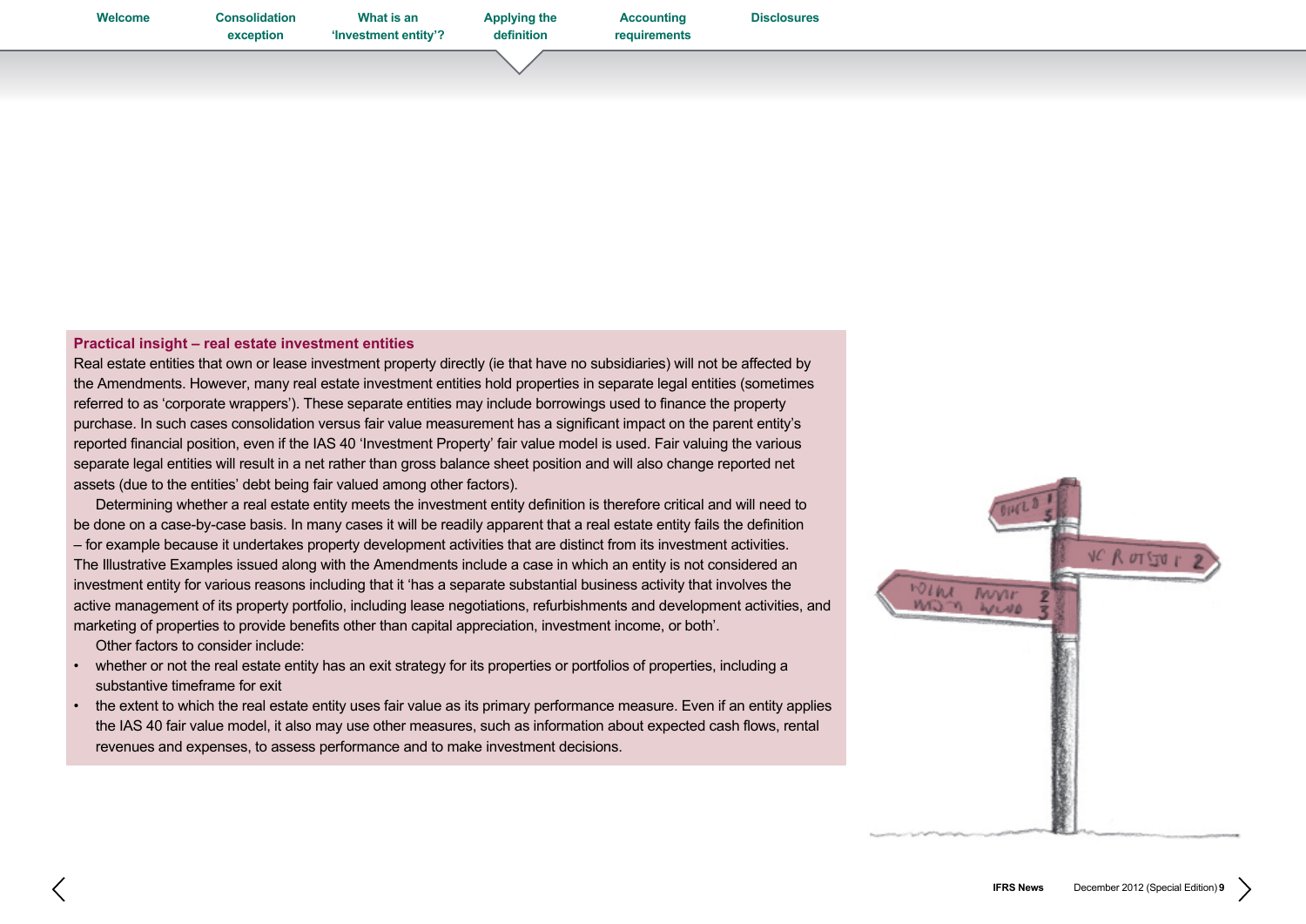### Practical insight – real estate investment entities

Real estate entities that own or lease investment property directly (ie that have no subsidiaries) will not be affected by the Amendments. However, many real estate investment entities hold properties in separate legal entities (sometimes referred to as 'corporate wrappers'). These separate entities may include borrowings used to finance the property purchase. In such cases consolidation versus fair value measurement has a significant impact on the parent entity's reported financial position, even if the IAS 40 'Investment Property' fair value model is used. Fair valuing the various separate legal entities will result in a net rather than gross balance sheet position and will also change reported net assets (due to the entities' debt being fair valued among other factors).

Determining whether a real estate entity meets the investment entity definition is therefore critical and will need to be done on a case-by-case basis. In many cases it will be readily apparent that a real estate entity fails the definition – for example because it undertakes property development activities that are distinct from its investment activities. The Illustrative Examples issued along with the Amendments include a case in which an entity is not considered an investment entity for various reasons including that it 'has a separate substantial business activity that involves the active management of its property portfolio, including lease negotiations, refurbishments and development activities, and marketing of properties to provide benefits other than capital appreciation, investment income, or both'.

Other factors to consider include:

- whether or not the real estate entity has an exit strategy for its properties or portfolios of properties, including a substantive timeframe for exit
- the extent to which the real estate entity uses fair value as its primary performance measure. Even if an entity applies the IAS 40 fair value model, it also may use other measures, such as information about expected cash flows, rental revenues and expenses, to assess performance and to make investment decisions.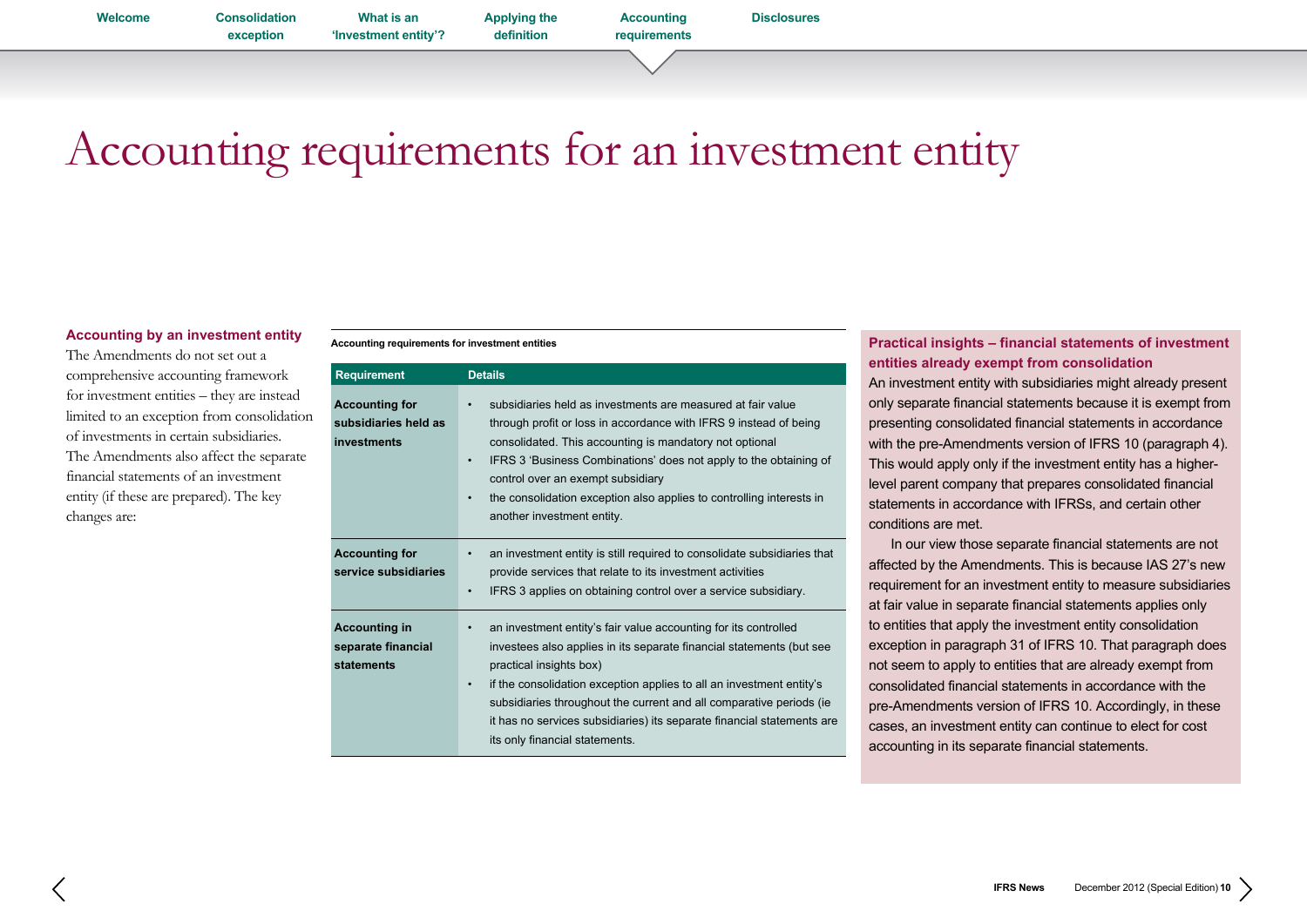# Accounting requirements for an investment entity

### Accounting by an investment entity

The Amendments do not set out a comprehensive accounting framework for investment entities – they are instead limited to an exception from consolidation of investments in certain subsidiaries. The Amendments also affect the separate financial statements of an investment entity (if these are prepared). The key changes are:

**Accounting requirements for investment entities**

| Requirement | Details |
|---|---|
| **Accounting for subsidiaries held as investments** | • subsidiaries held as investments are measured at fair value through profit or loss in accordance with IFRS 9 instead of being consolidated. This accounting is mandatory not optional<br>• IFRS 3 'Business Combinations' does not apply to the obtaining of control over an exempt subsidiary<br>• the consolidation exception also applies to controlling interests in another investment entity. |
| **Accounting for service subsidiaries** | • an investment entity is still required to consolidate subsidiaries that provide services that relate to its investment activities<br>• IFRS 3 applies on obtaining control over a service subsidiary. |
| **Accounting in separate financial statements** | • an investment entity's fair value accounting for its controlled investees also applies in its separate financial statements (but see practical insights box)<br>• if the consolidation exception applies to all an investment entity's subsidiaries throughout the current and all comparative periods (ie it has no services subsidiaries) its separate financial statements are its only financial statements. |

### Practical insights – financial statements of investment entities already exempt from consolidation

An investment entity with subsidiaries might already present only separate financial statements because it is exempt from presenting consolidated financial statements in accordance with the pre-Amendments version of IFRS 10 (paragraph 4). This would apply only if the investment entity has a higher-level parent company that prepares consolidated financial statements in accordance with IFRSs, and certain other conditions are met.

In our view those separate financial statements are not affected by the Amendments. This is because IAS 27's new requirement for an investment entity to measure subsidiaries at fair value in separate financial statements applies only to entities that apply the investment entity consolidation exception in paragraph 31 of IFRS 10. That paragraph does not seem to apply to entities that are already exempt from consolidated financial statements in accordance with the pre-Amendments version of IFRS 10. Accordingly, in these cases, an investment entity can continue to elect for cost accounting in its separate financial statements.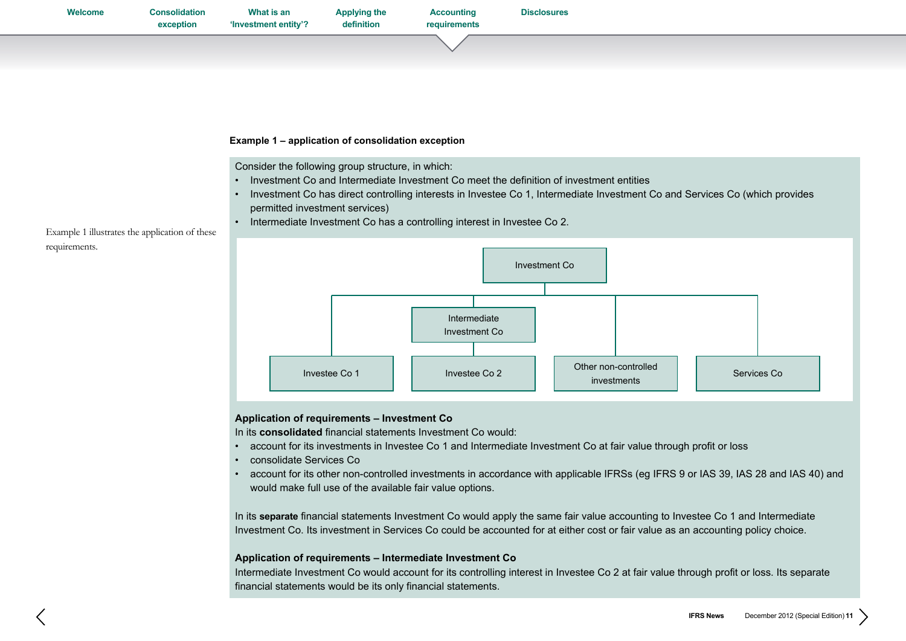Example 1 illustrates the application of these requirements.

**Example 1 – application of consolidation exception**

Consider the following group structure, in which:

- Investment Co and Intermediate Investment Co meet the definition of investment entities
- Investment Co has direct controlling interests in Investee Co 1, Intermediate Investment Co and Services Co (which provides permitted investment services)
- Intermediate Investment Co has a controlling interest in Investee Co 2.

Investment Co

Intermediate Investment Co

Investee Co 1 | Investee Co 2 | Other non-controlled investments | Services Co

**Application of requirements – Investment Co**

In its **consolidated** financial statements Investment Co would:

- account for its investments in Investee Co 1 and Intermediate Investment Co at fair value through profit or loss
- consolidate Services Co
- account for its other non-controlled investments in accordance with applicable IFRSs (eg IFRS 9 or IAS 39, IAS 28 and IAS 40) and would make full use of the available fair value options.

In its **separate** financial statements Investment Co would apply the same fair value accounting to Investee Co 1 and Intermediate Investment Co. Its investment in Services Co could be accounted for at either cost or fair value as an accounting policy choice.

**Application of requirements – Intermediate Investment Co**

Intermediate Investment Co would account for its controlling interest in Investee Co 2 at fair value through profit or loss. Its separate financial statements would be its only financial statements.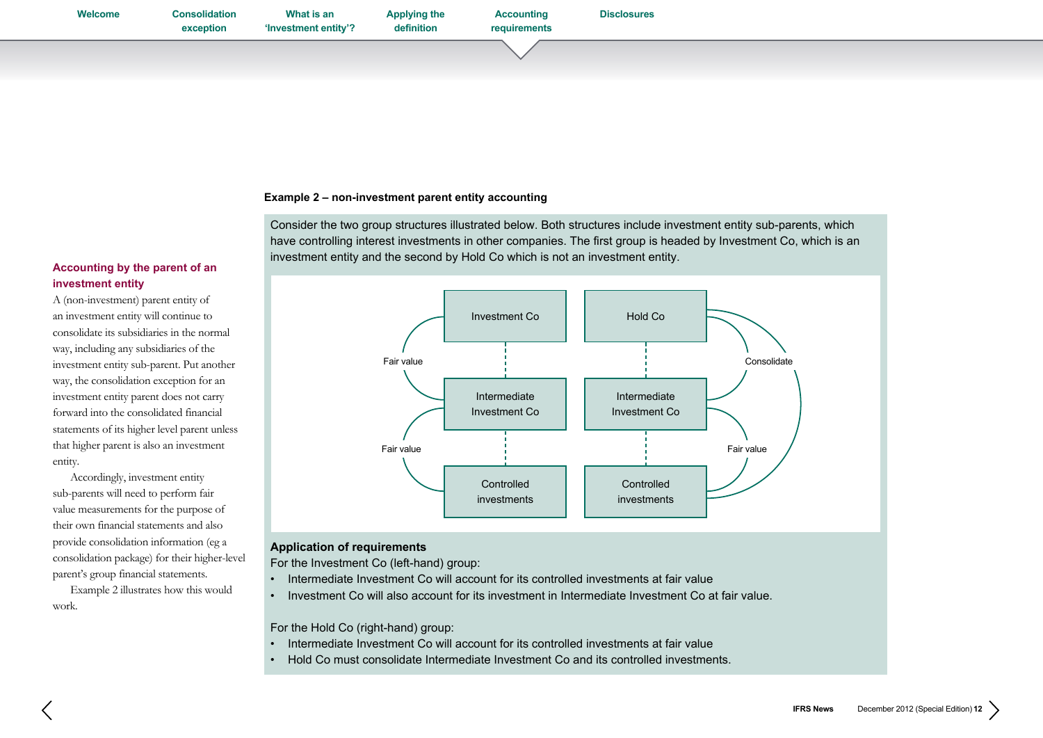## Accounting by the parent of an investment entity

A (non-investment) parent entity of an investment entity will continue to consolidate its subsidiaries in the normal way, including any subsidiaries of the investment entity sub-parent. Put another way, the consolidation exception for an investment entity parent does not carry forward into the consolidated financial statements of its higher level parent unless that higher parent is also an investment entity.

Accordingly, investment entity sub-parents will need to perform fair value measurements for the purpose of their own financial statements and also provide consolidation information (eg a consolidation package) for their higher-level parent's group financial statements.

Example 2 illustrates how this would work.

**Example 2 – non-investment parent entity accounting**

Consider the two group structures illustrated below. Both structures include investment entity sub-parents, which have controlling interest investments in other companies. The first group is headed by Investment Co, which is an investment entity and the second by Hold Co which is not an investment entity.

Investment Co → (Fair value) → Intermediate Investment Co → (Fair value) → Controlled investments

Hold Co → (Consolidate) → Intermediate Investment Co → (Fair value) → Controlled investments; Hold Co → (Consolidate) → Controlled investments

**Application of requirements**

For the Investment Co (left-hand) group:

- Intermediate Investment Co will account for its controlled investments at fair value
- Investment Co will also account for its investment in Intermediate Investment Co at fair value.

For the Hold Co (right-hand) group:

- Intermediate Investment Co will account for its controlled investments at fair value
- Hold Co must consolidate Intermediate Investment Co and its controlled investments.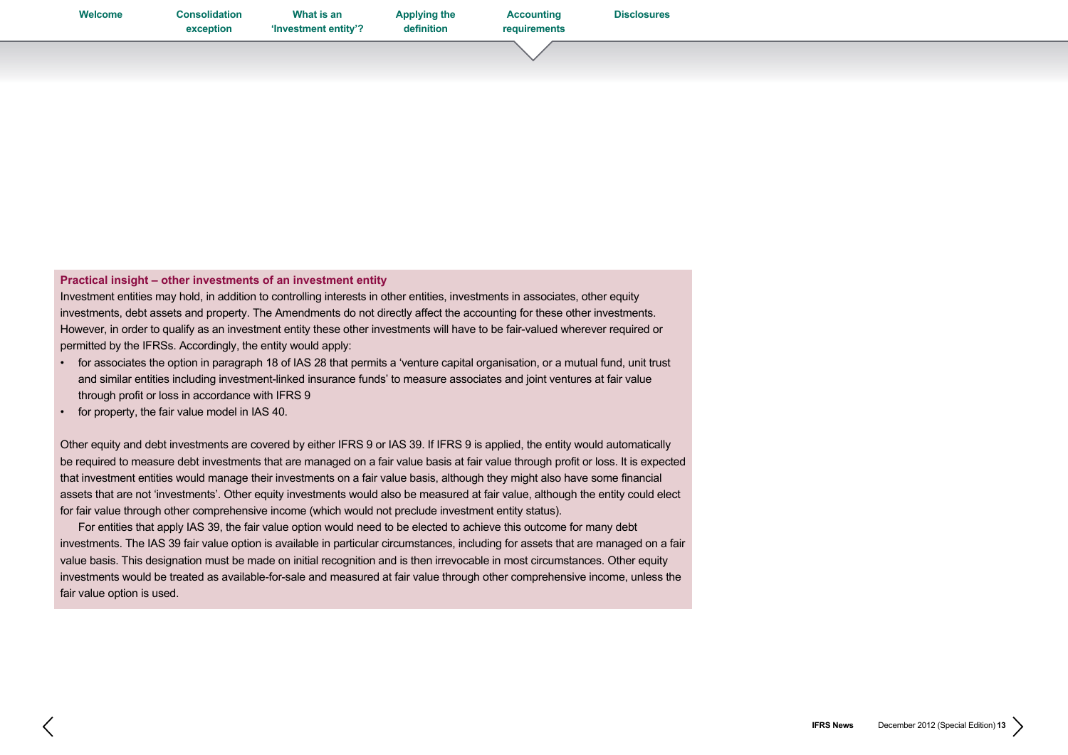### Practical insight – other investments of an investment entity

Investment entities may hold, in addition to controlling interests in other entities, investments in associates, other equity investments, debt assets and property. The Amendments do not directly affect the accounting for these other investments. However, in order to qualify as an investment entity these other investments will have to be fair-valued wherever required or permitted by the IFRSs. Accordingly, the entity would apply:

- for associates the option in paragraph 18 of IAS 28 that permits a 'venture capital organisation, or a mutual fund, unit trust and similar entities including investment-linked insurance funds' to measure associates and joint ventures at fair value through profit or loss in accordance with IFRS 9
- for property, the fair value model in IAS 40.

Other equity and debt investments are covered by either IFRS 9 or IAS 39. If IFRS 9 is applied, the entity would automatically be required to measure debt investments that are managed on a fair value basis at fair value through profit or loss. It is expected that investment entities would manage their investments on a fair value basis, although they might also have some financial assets that are not 'investments'. Other equity investments would also be measured at fair value, although the entity could elect for fair value through other comprehensive income (which would not preclude investment entity status).

For entities that apply IAS 39, the fair value option would need to be elected to achieve this outcome for many debt investments. The IAS 39 fair value option is available in particular circumstances, including for assets that are managed on a fair value basis. This designation must be made on initial recognition and is then irrevocable in most circumstances. Other equity investments would be treated as available-for-sale and measured at fair value through other comprehensive income, unless the fair value option is used.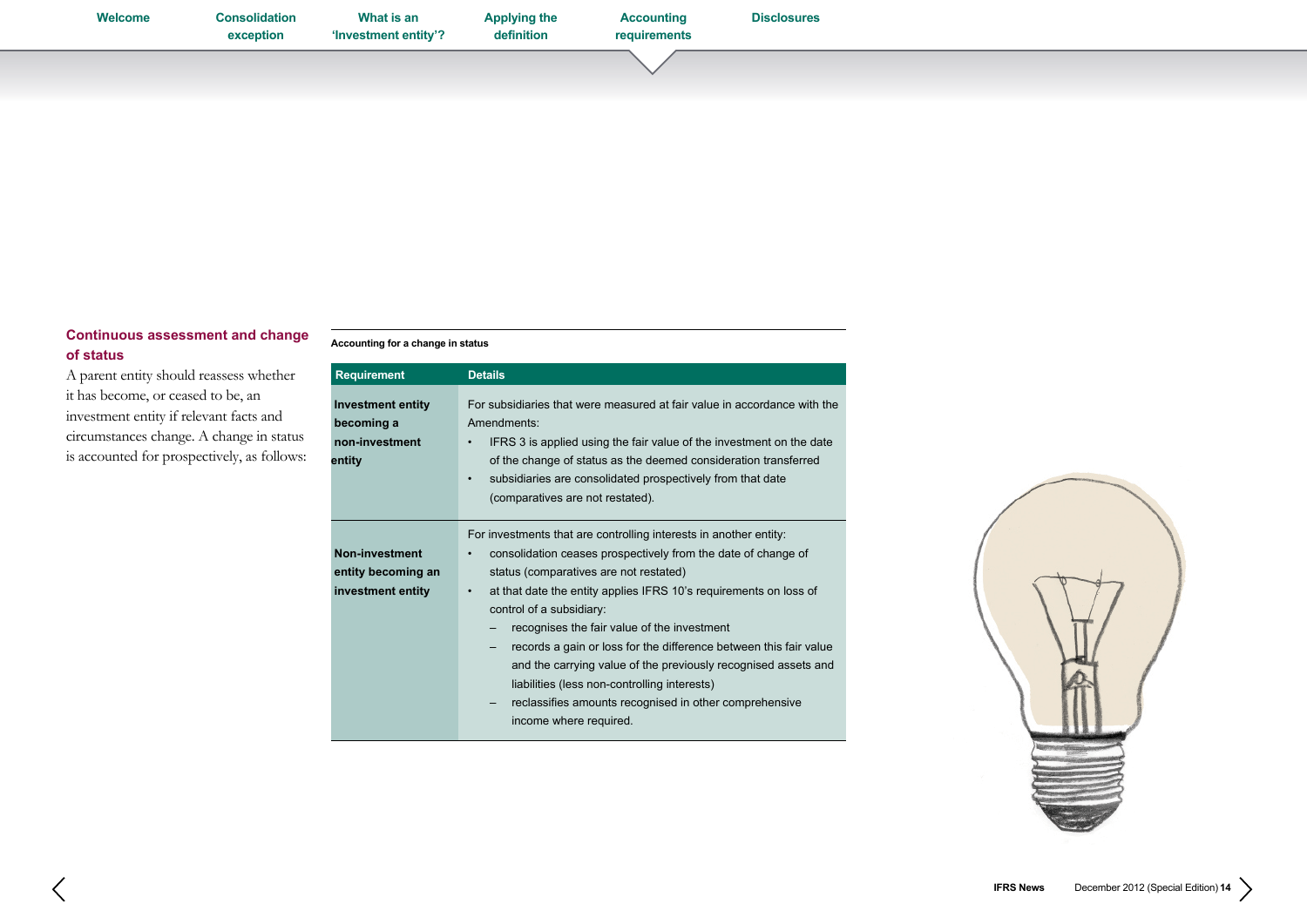## Continuous assessment and change of status

A parent entity should reassess whether it has become, or ceased to be, an investment entity if relevant facts and circumstances change. A change in status is accounted for prospectively, as follows:

**Accounting for a change in status**

| Requirement | Details |
|---|---|
| **Investment entity becoming a non-investment entity** | For subsidiaries that were measured at fair value in accordance with the Amendments:<br>• IFRS 3 is applied using the fair value of the investment on the date of the change of status as the deemed consideration transferred<br>• subsidiaries are consolidated prospectively from that date (comparatives are not restated). |
| **Non-investment entity becoming an investment entity** | For investments that are controlling interests in another entity:<br>• consolidation ceases prospectively from the date of change of status (comparatives are not restated)<br>• at that date the entity applies IFRS 10's requirements on loss of control of a subsidiary:<br>– recognises the fair value of the investment<br>– records a gain or loss for the difference between this fair value and the carrying value of the previously recognised assets and liabilities (less non-controlling interests)<br>– reclassifies amounts recognised in other comprehensive income where required. |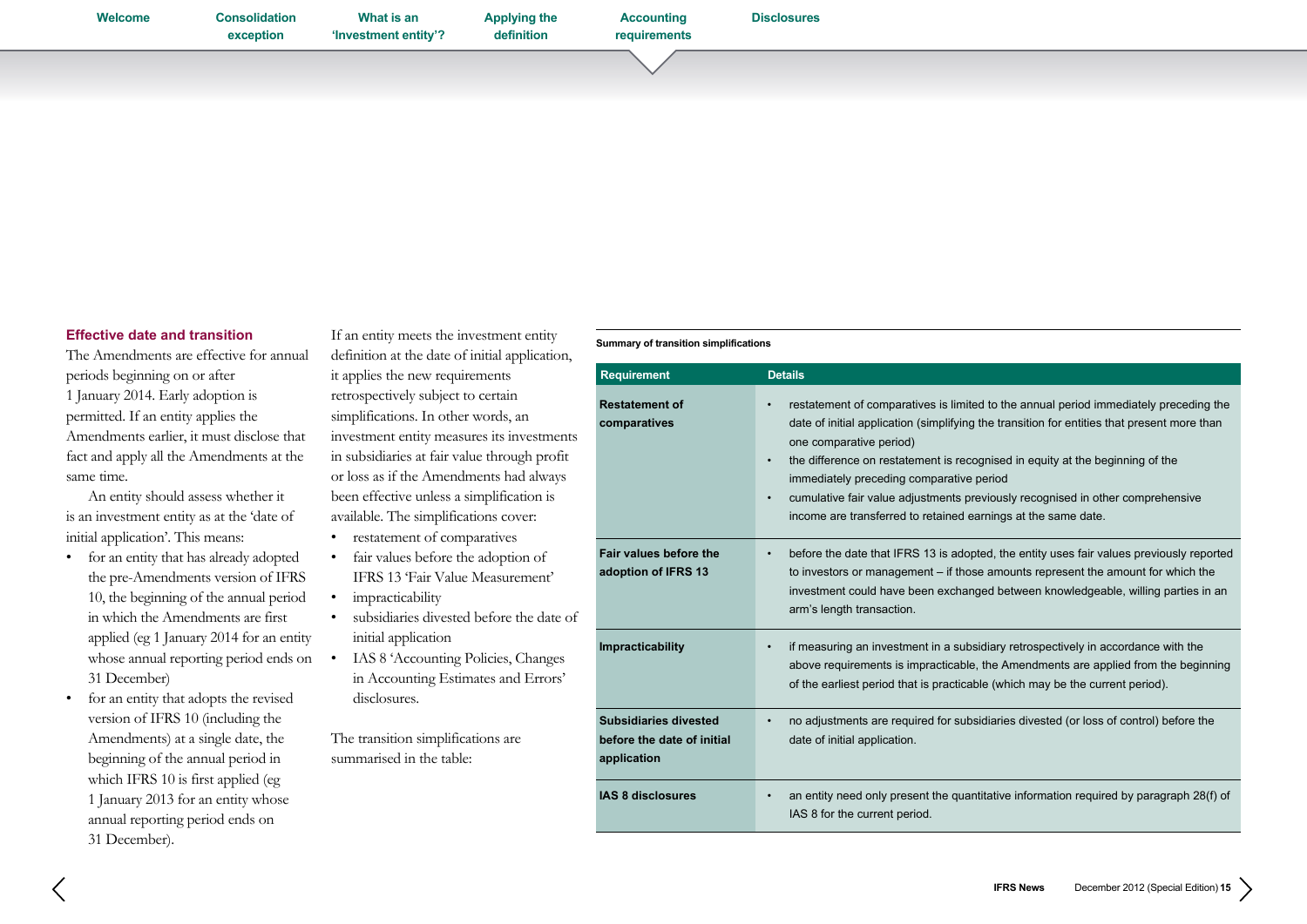## Effective date and transition

The Amendments are effective for annual periods beginning on or after 1 January 2014. Early adoption is permitted. If an entity applies the Amendments earlier, it must disclose that fact and apply all the Amendments at the same time.

An entity should assess whether it is an investment entity as at the 'date of initial application'. This means:

- for an entity that has already adopted the pre-Amendments version of IFRS 10, the beginning of the annual period in which the Amendments are first applied (eg 1 January 2014 for an entity whose annual reporting period ends on 31 December)
- for an entity that adopts the revised version of IFRS 10 (including the Amendments) at a single date, the beginning of the annual period in which IFRS 10 is first applied (eg 1 January 2013 for an entity whose annual reporting period ends on 31 December).

If an entity meets the investment entity definition at the date of initial application, it applies the new requirements retrospectively subject to certain simplifications. In other words, an investment entity measures its investments in subsidiaries at fair value through profit or loss as if the Amendments had always been effective unless a simplification is available. The simplifications cover:

- restatement of comparatives
- fair values before the adoption of IFRS 13 'Fair Value Measurement'
- impracticability
- subsidiaries divested before the date of initial application
- IAS 8 'Accounting Policies, Changes in Accounting Estimates and Errors' disclosures.

The transition simplifications are summarised in the table:

**Summary of transition simplifications**

| Requirement | Details |
|---|---|
| **Restatement of comparatives** | • restatement of comparatives is limited to the annual period immediately preceding the date of initial application (simplifying the transition for entities that present more than one comparative period)<br>• the difference on restatement is recognised in equity at the beginning of the immediately preceding comparative period<br>• cumulative fair value adjustments previously recognised in other comprehensive income are transferred to retained earnings at the same date. |
| **Fair values before the adoption of IFRS 13** | • before the date that IFRS 13 is adopted, the entity uses fair values previously reported to investors or management – if those amounts represent the amount for which the investment could have been exchanged between knowledgeable, willing parties in an arm's length transaction. |
| **Impracticability** | • if measuring an investment in a subsidiary retrospectively in accordance with the above requirements is impracticable, the Amendments are applied from the beginning of the earliest period that is practicable (which may be the current period). |
| **Subsidiaries divested before the date of initial application** | • no adjustments are required for subsidiaries divested (or loss of control) before the date of initial application. |
| **IAS 8 disclosures** | • an entity need only present the quantitative information required by paragraph 28(f) of IAS 8 for the current period. |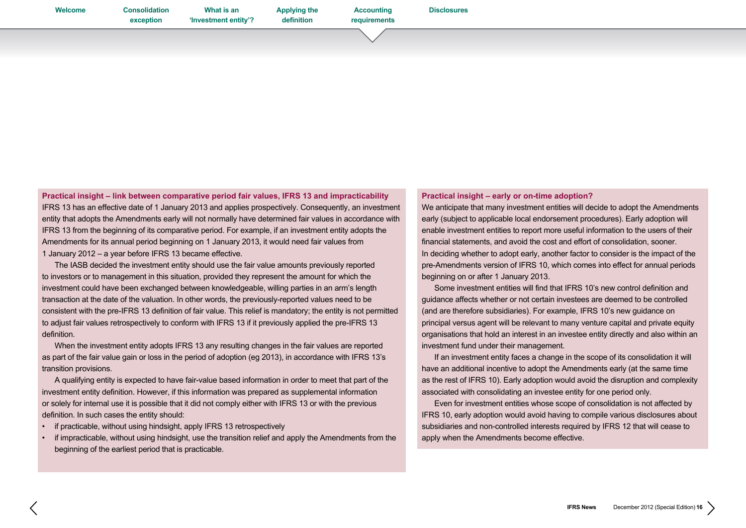### Practical insight – link between comparative period fair values, IFRS 13 and impracticability

IFRS 13 has an effective date of 1 January 2013 and applies prospectively. Consequently, an investment entity that adopts the Amendments early will not normally have determined fair values in accordance with IFRS 13 from the beginning of its comparative period. For example, if an investment entity adopts the Amendments for its annual period beginning on 1 January 2013, it would need fair values from 1 January 2012 – a year before IFRS 13 became effective.

The IASB decided the investment entity should use the fair value amounts previously reported to investors or to management in this situation, provided they represent the amount for which the investment could have been exchanged between knowledgeable, willing parties in an arm's length transaction at the date of the valuation. In other words, the previously-reported values need to be consistent with the pre-IFRS 13 definition of fair value. This relief is mandatory; the entity is not permitted to adjust fair values retrospectively to conform with IFRS 13 if it previously applied the pre-IFRS 13 definition.

When the investment entity adopts IFRS 13 any resulting changes in the fair values are reported as part of the fair value gain or loss in the period of adoption (eg 2013), in accordance with IFRS 13's transition provisions.

A qualifying entity is expected to have fair-value based information in order to meet that part of the investment entity definition. However, if this information was prepared as supplemental information or solely for internal use it is possible that it did not comply either with IFRS 13 or with the previous definition. In such cases the entity should:

- if practicable, without using hindsight, apply IFRS 13 retrospectively
- if impracticable, without using hindsight, use the transition relief and apply the Amendments from the beginning of the earliest period that is practicable.

### Practical insight – early or on-time adoption?

We anticipate that many investment entities will decide to adopt the Amendments early (subject to applicable local endorsement procedures). Early adoption will enable investment entities to report more useful information to the users of their financial statements, and avoid the cost and effort of consolidation, sooner.

In deciding whether to adopt early, another factor to consider is the impact of the pre-Amendments version of IFRS 10, which comes into effect for annual periods beginning on or after 1 January 2013.

Some investment entities will find that IFRS 10's new control definition and guidance affects whether or not certain investees are deemed to be controlled (and are therefore subsidiaries). For example, IFRS 10's new guidance on principal versus agent will be relevant to many venture capital and private equity organisations that hold an interest in an investee entity directly and also within an investment fund under their management.

If an investment entity faces a change in the scope of its consolidation it will have an additional incentive to adopt the Amendments early (at the same time as the rest of IFRS 10). Early adoption would avoid the disruption and complexity associated with consolidating an investee entity for one period only.

Even for investment entities whose scope of consolidation is not affected by IFRS 10, early adoption would avoid having to compile various disclosures about subsidiaries and non-controlled interests required by IFRS 12 that will cease to apply when the Amendments become effective.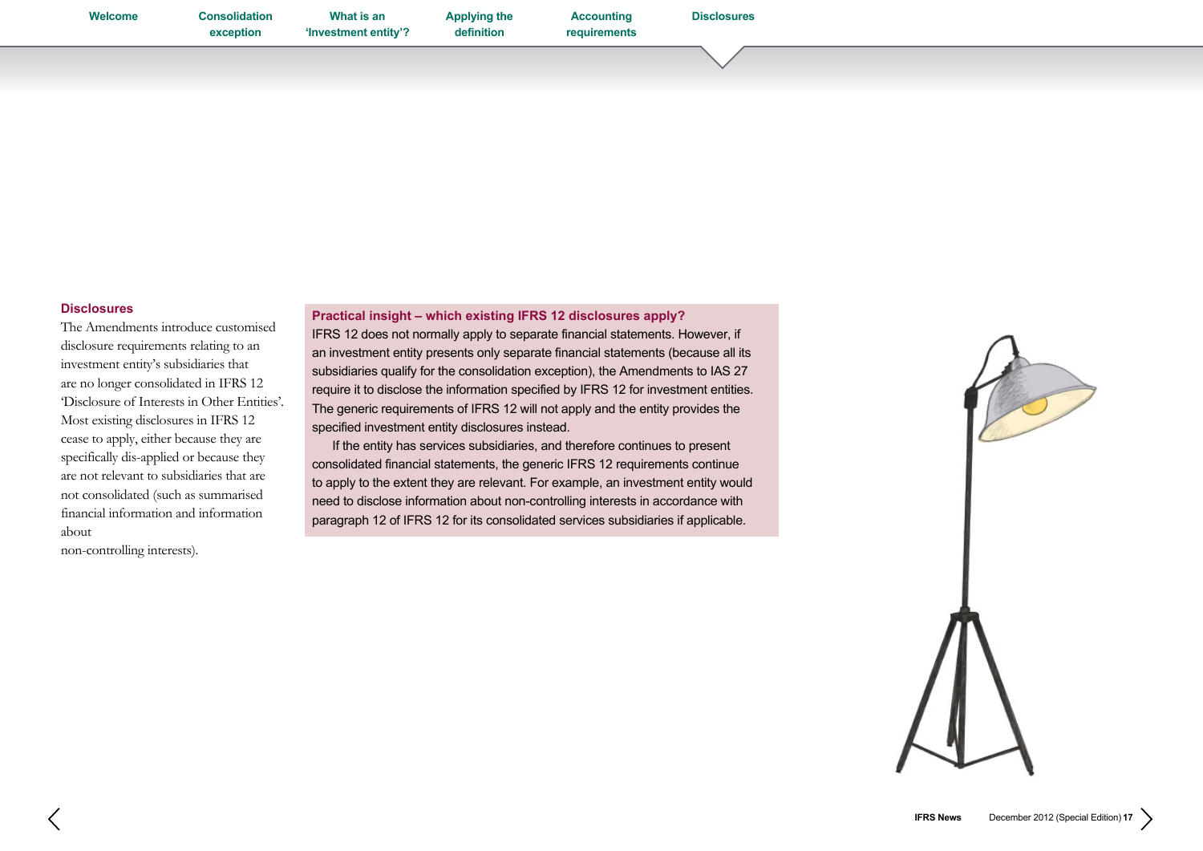## Disclosures

The Amendments introduce customised disclosure requirements relating to an investment entity's subsidiaries that are no longer consolidated in IFRS 12 'Disclosure of Interests in Other Entities'. Most existing disclosures in IFRS 12 cease to apply, either because they are specifically dis-applied or because they are not relevant to subsidiaries that are not consolidated (such as summarised financial information and information about non-controlling interests).

### Practical insight – which existing IFRS 12 disclosures apply?

IFRS 12 does not normally apply to separate financial statements. However, if an investment entity presents only separate financial statements (because all its subsidiaries qualify for the consolidation exception), the Amendments to IAS 27 require it to disclose the information specified by IFRS 12 for investment entities. The generic requirements of IFRS 12 will not apply and the entity provides the specified investment entity disclosures instead.

If the entity has services subsidiaries, and therefore continues to present consolidated financial statements, the generic IFRS 12 requirements continue to apply to the extent they are relevant. For example, an investment entity would need to disclose information about non-controlling interests in accordance with paragraph 12 of IFRS 12 for its consolidated services subsidiaries if applicable.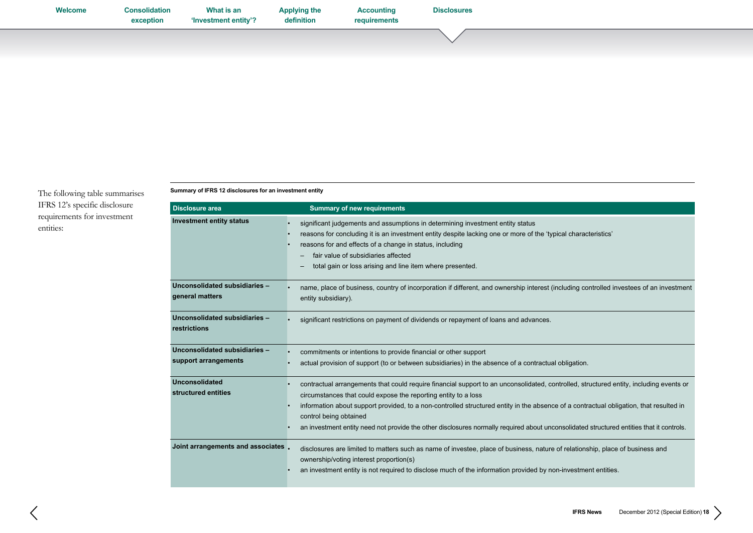The following table summarises IFRS 12's specific disclosure requirements for investment entities:

**Summary of IFRS 12 disclosures for an investment entity**

| Disclosure area | Summary of new requirements |
|---|---|
| **Investment entity status** | • significant judgements and assumptions in determining investment entity status<br>• reasons for concluding it is an investment entity despite lacking one or more of the 'typical characteristics'<br>• reasons for and effects of a change in status, including<br>– fair value of subsidiaries affected<br>– total gain or loss arising and line item where presented. |
| **Unconsolidated subsidiaries – general matters** | • name, place of business, country of incorporation if different, and ownership interest (including controlled investees of an investment entity subsidiary). |
| **Unconsolidated subsidiaries – restrictions** | • significant restrictions on payment of dividends or repayment of loans and advances. |
| **Unconsolidated subsidiaries – support arrangements** | • commitments or intentions to provide financial or other support<br>• actual provision of support (to or between subsidiaries) in the absence of a contractual obligation. |
| **Unconsolidated structured entities** | • contractual arrangements that could require financial support to an unconsolidated, controlled, structured entity, including events or circumstances that could expose the reporting entity to a loss<br>• information about support provided, to a non-controlled structured entity in the absence of a contractual obligation, that resulted in control being obtained<br>• an investment entity need not provide the other disclosures normally required about unconsolidated structured entities that it controls. |
| **Joint arrangements and associates** | • disclosures are limited to matters such as name of investee, place of business, nature of relationship, place of business and ownership/voting interest proportion(s)<br>• an investment entity is not required to disclose much of the information provided by non-investment entities. |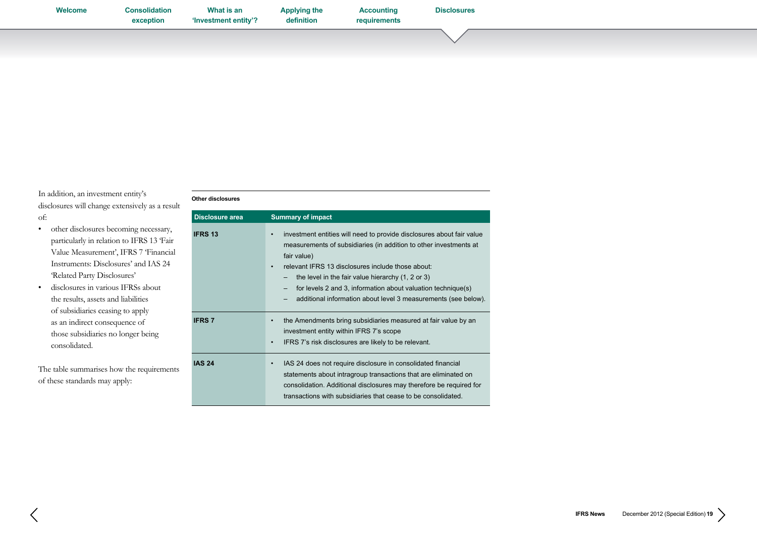In addition, an investment entity's disclosures will change extensively as a result of:

- other disclosures becoming necessary, particularly in relation to IFRS 13 'Fair Value Measurement', IFRS 7 'Financial Instruments: Disclosures' and IAS 24 'Related Party Disclosures'
- disclosures in various IFRSs about the results, assets and liabilities of subsidiaries ceasing to apply as an indirect consequence of those subsidiaries no longer being consolidated.

The table summarises how the requirements of these standards may apply:

**Other disclosures**

| Disclosure area | Summary of impact |
|---|---|
| **IFRS 13** | • investment entities will need to provide disclosures about fair value measurements of subsidiaries (in addition to other investments at fair value)<br>• relevant IFRS 13 disclosures include those about:<br>– the level in the fair value hierarchy (1, 2 or 3)<br>– for levels 2 and 3, information about valuation technique(s)<br>– additional information about level 3 measurements (see below). |
| **IFRS 7** | • the Amendments bring subsidiaries measured at fair value by an investment entity within IFRS 7's scope<br>• IFRS 7's risk disclosures are likely to be relevant. |
| **IAS 24** | • IAS 24 does not require disclosure in consolidated financial statements about intragroup transactions that are eliminated on consolidation. Additional disclosures may therefore be required for transactions with subsidiaries that cease to be consolidated. |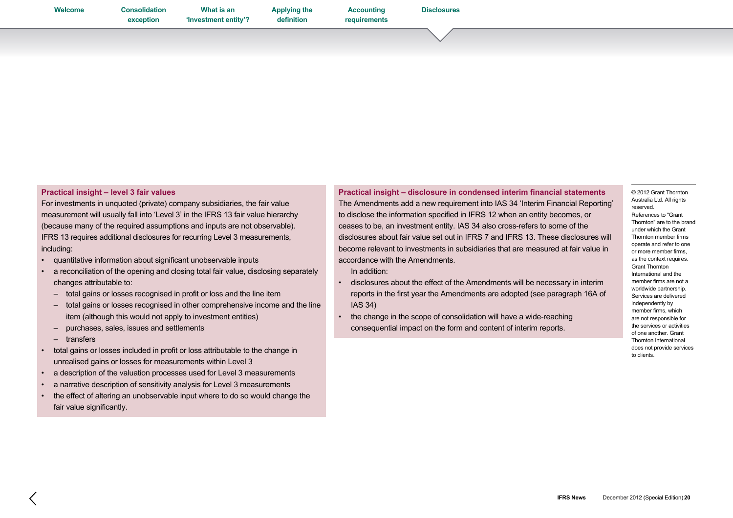### Practical insight – level 3 fair values

For investments in unquoted (private) company subsidiaries, the fair value measurement will usually fall into 'Level 3' in the IFRS 13 fair value hierarchy (because many of the required assumptions and inputs are not observable). IFRS 13 requires additional disclosures for recurring Level 3 measurements, including:

- quantitative information about significant unobservable inputs
- a reconciliation of the opening and closing total fair value, disclosing separately changes attributable to:
  - total gains or losses recognised in profit or loss and the line item
  - total gains or losses recognised in other comprehensive income and the line item (although this would not apply to investment entities)
  - purchases, sales, issues and settlements
  - transfers
- total gains or losses included in profit or loss attributable to the change in unrealised gains or losses for measurements within Level 3
- a description of the valuation processes used for Level 3 measurements
- a narrative description of sensitivity analysis for Level 3 measurements
- the effect of altering an unobservable input where to do so would change the fair value significantly.

### Practical insight – disclosure in condensed interim financial statements

The Amendments add a new requirement into IAS 34 'Interim Financial Reporting' to disclose the information specified in IFRS 12 when an entity becomes, or ceases to be, an investment entity. IAS 34 also cross-refers to some of the disclosures about fair value set out in IFRS 7 and IFRS 13. These disclosures will become relevant to investments in subsidiaries that are measured at fair value in accordance with the Amendments.

In addition:

- disclosures about the effect of the Amendments will be necessary in interim reports in the first year the Amendments are adopted (see paragraph 16A of IAS 34)
- the change in the scope of consolidation will have a wide-reaching consequential impact on the form and content of interim reports.

© 2012 Grant Thornton Australia Ltd. All rights reserved.
References to "Grant Thornton" are to the brand under which the Grant Thornton member firms operate and refer to one or more member firms, as the context requires. Grant Thornton International and the member firms are not a worldwide partnership. Services are delivered independently by member firms, which are not responsible for the services or activities of one another. Grant Thornton International does not provide services to clients.